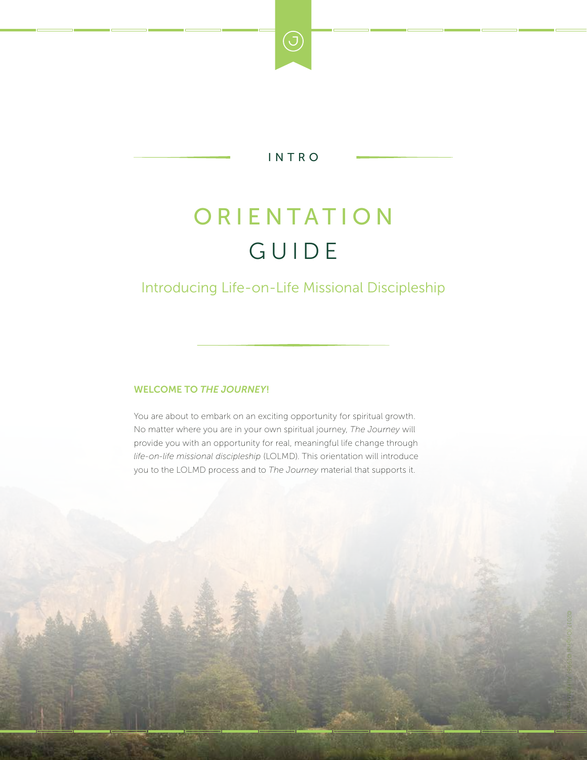INTRO

# ORIENTATION GUIDE

## Introducing Life-on-Life Missional Discipleship

### WELCOME TO *THE JOURNEY*!

You are about to embark on an exciting opportunity for spiritual growth. No matter where you are in your own spiritual journey, *The Journey* will provide you with an opportunity for real, meaningful life change through *life-on-life missional discipleship* (LOLMD). This orientation will introduce you to the LOLMD process and to *The Journey* material that supports it.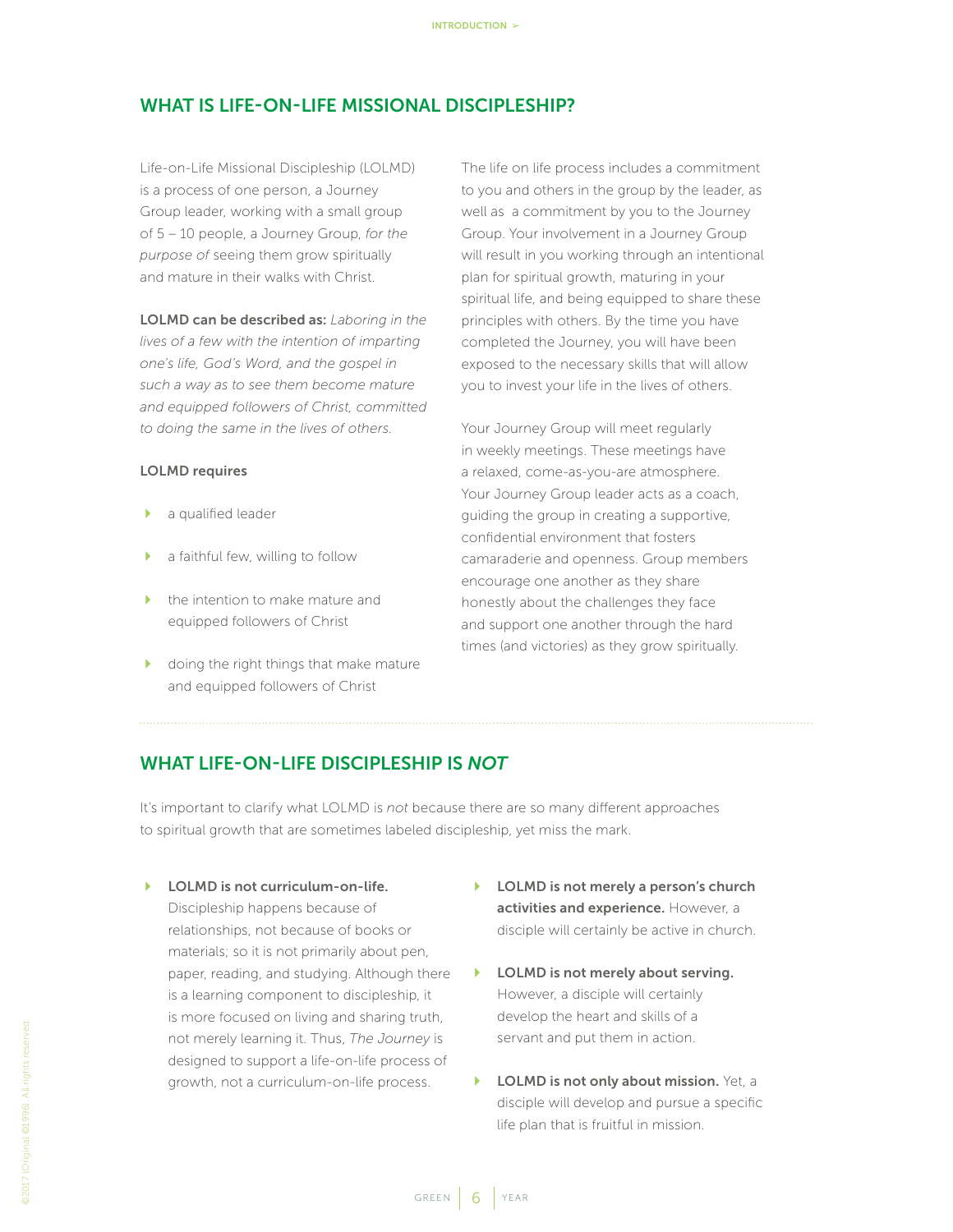## WHAT IS LIFE-ON-LIFE MISSIONAL DISCIPLESHIP?

Life-on-Life Missional Discipleship (LOLMD) is a process of one person, a Journey Group leader, working with a small group of 5 – 10 people, a Journey Group, *for the purpose of* seeing them grow spiritually and mature in their walks with Christ.

**LOLMD can be described as:** *Laboring in the lives of a few with the intention of imparting one's life, God's Word, and the gospel in such a way as to see them become mature and equipped followers of Christ, committed to doing the same in the lives of others.*

**LOLMD requires**

- a qualified leader
- a faithful few, willing to follow
- the intention to make mature and equipped followers of Christ
- doing the right things that make mature and equipped followers of Christ

The life on life process includes a commitment to you and others in the group by the leader, as well as a commitment by you to the Journey Group. Your involvement in a Journey Group will result in you working through an intentional plan for spiritual growth, maturing in your spiritual life, and being equipped to share these principles with others. By the time you have completed the Journey, you will have been exposed to the necessary skills that will allow you to invest your life in the lives of others.

Your Journey Group will meet regularly in weekly meetings. These meetings have a relaxed, come-as-you-are atmosphere. Your Journey Group leader acts as a coach, guiding the group in creating a supportive, confidential environment that fosters camaraderie and openness. Group members encourage one another as they share honestly about the challenges they face and support one another through the hard times (and victories) as they grow spiritually.

## WHAT LIFE-ON-LIFE DISCIPLESHIP IS *NOT*

It's important to clarify what LOLMD is *not* because there are so many different approaches to spiritual growth that are sometimes labeled discipleship, yet miss the mark.

- **LOLMD is not curriculum-on-life.** Discipleship happens because of relationships, not because of books or materials; so it is not primarily about pen, paper, reading, and studying. Although there is a learning component to discipleship, it is more focused on living and sharing truth, not merely learning it. Thus, *The Journey* is designed to support a life-on-life process of growth, not a curriculum-on-life process.
- **LOLMD is not merely a person's church activities and experience.** However, a disciple will certainly be active in church.
- **LOLMD is not merely about serving.** However, a disciple will certainly develop the heart and skills of a servant and put them in action.
- **LOLMD is not only about mission.** Yet, a disciple will develop and pursue a specific life plan that is fruitful in mission.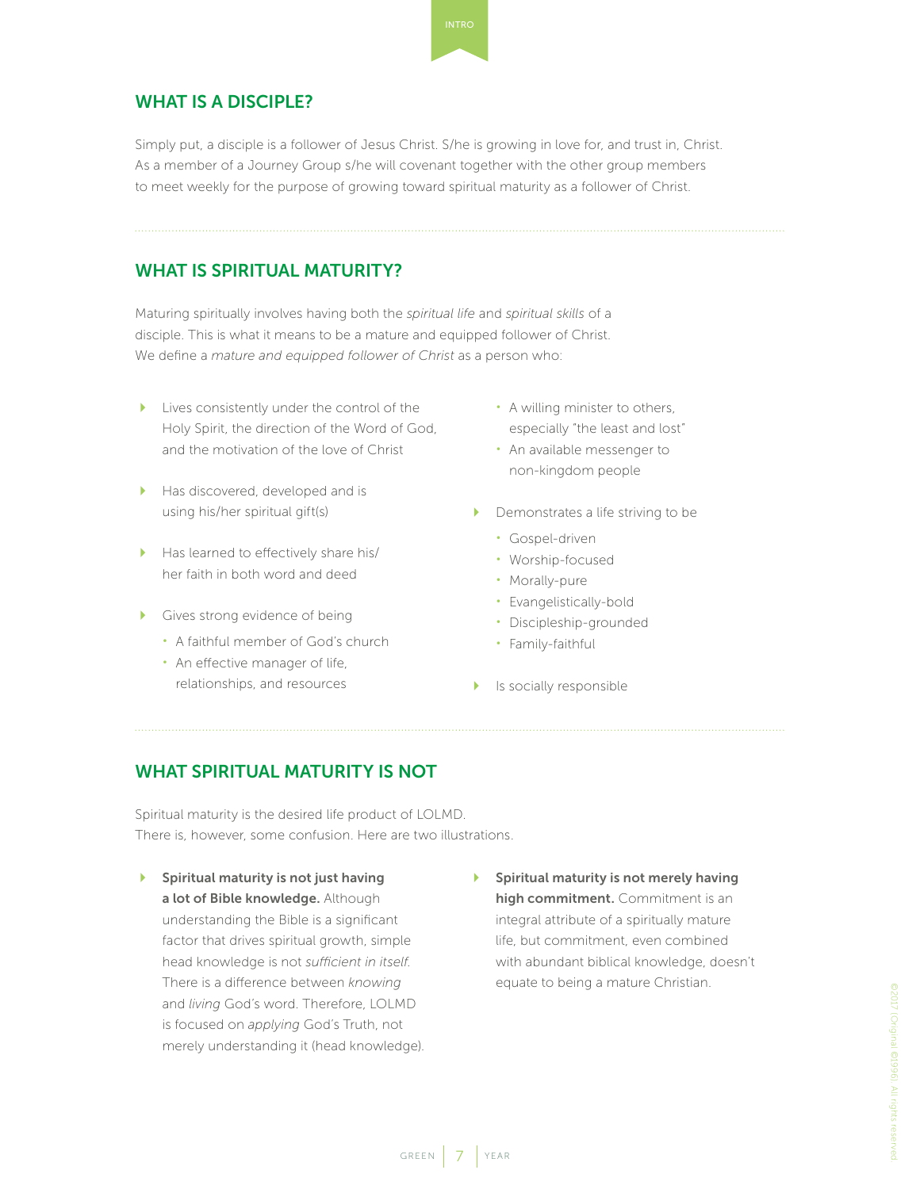## WHAT IS A DISCIPLE?

Simply put, a disciple is a follower of Jesus Christ. S/he is growing in love for, and trust in, Christ. As a member of a Journey Group s/he will covenant together with the other group members to meet weekly for the purpose of growing toward spiritual maturity as a follower of Christ.

## WHAT IS SPIRITUAL MATURITY?

Maturing spiritually involves having both the *spiritual life* and *spiritual skills* of a disciple. This is what it means to be a mature and equipped follower of Christ. We define a *mature and equipped follower of Christ* as a person who:

- Lives consistently under the control of the Holy Spirit, the direction of the Word of God, and the motivation of the love of Christ
- Has discovered, developed and is using his/her spiritual gift(s)
- Has learned to effectively share his/her faith in both word and deed
- Gives strong evidence of being
  - A faithful member of God's church
  - An effective manager of life, relationships, and resources
  - A willing minister to others, especially "the least and lost"
  - An available messenger to non-kingdom people
- Demonstrates a life striving to be
  - Gospel-driven
  - Worship-focused
  - Morally-pure
  - Evangelistically-bold
  - Discipleship-grounded
  - Family-faithful
- Is socially responsible

## WHAT SPIRITUAL MATURITY IS NOT

Spiritual maturity is the desired life product of LOLMD. There is, however, some confusion. Here are two illustrations.

- **Spiritual maturity is not just having a lot of Bible knowledge.** Although understanding the Bible is a significant factor that drives spiritual growth, simple head knowledge is not *sufficient in itself.* There is a difference between *knowing* and *living* God's word. Therefore, LOLMD is focused on *applying* God's Truth, not merely understanding it (head knowledge).
- **Spiritual maturity is not merely having high commitment.** Commitment is an integral attribute of a spiritually mature life, but commitment, even combined with abundant biblical knowledge, doesn't equate to being a mature Christian.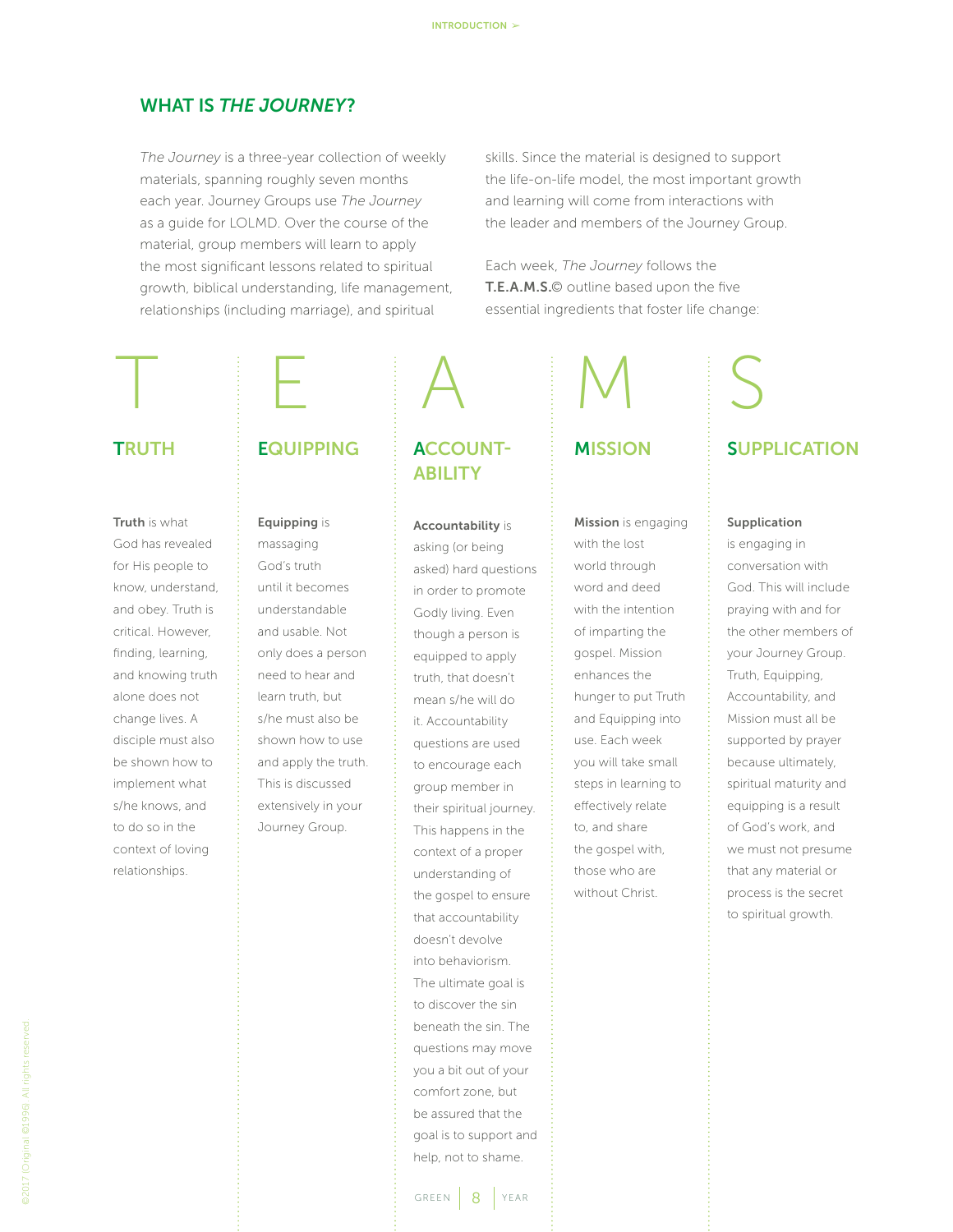## WHAT IS *THE JOURNEY*?

*The Journey* is a three-year collection of weekly materials, spanning roughly seven months each year. Journey Groups use *The Journey* as a guide for LOLMD. Over the course of the material, group members will learn to apply the most significant lessons related to spiritual growth, biblical understanding, life management, relationships (including marriage), and spiritual skills. Since the material is designed to support the life-on-life model, the most important growth and learning will come from interactions with the leader and members of the Journey Group.

Each week, *The Journey* follows the **T.E.A.M.S.©** outline based upon the five essential ingredients that foster life change:

### TRUTH

**Truth** is what God has revealed for His people to know, understand, and obey. Truth is critical. However, finding, learning, and knowing truth alone does not change lives. A disciple must also be shown how to implement what s/he knows, and to do so in the context of loving relationships.

### EQUIPPING

**Equipping** is massaging God's truth until it becomes understandable and usable. Not only does a person need to hear and learn truth, but s/he must also be shown how to use and apply the truth. This is discussed extensively in your Journey Group.

### ACCOUNTABILITY

**Accountability** is asking (or being asked) hard questions in order to promote Godly living. Even though a person is equipped to apply truth, that doesn't mean s/he will do it. Accountability questions are used to encourage each group member in their spiritual journey. This happens in the context of a proper understanding of the gospel to ensure that accountability doesn't devolve into behaviorism. The ultimate goal is to discover the sin beneath the sin. The questions may move you a bit out of your comfort zone, but be assured that the goal is to support and help, not to shame.

### MISSION

**Mission** is engaging with the lost world through word and deed with the intention of imparting the gospel. Mission enhances the hunger to put Truth and Equipping into use. Each week you will take small steps in learning to effectively relate to, and share the gospel with, those who are without Christ.

### SUPPLICATION

**Supplication** is engaging in conversation with God. This will include praying with and for the other members of your Journey Group. Truth, Equipping, Accountability, and Mission must all be supported by prayer because ultimately, spiritual maturity and equipping is a result of God's work, and we must not presume that any material or process is the secret to spiritual growth.

© 2017 (Original ©1996). All rights reserved.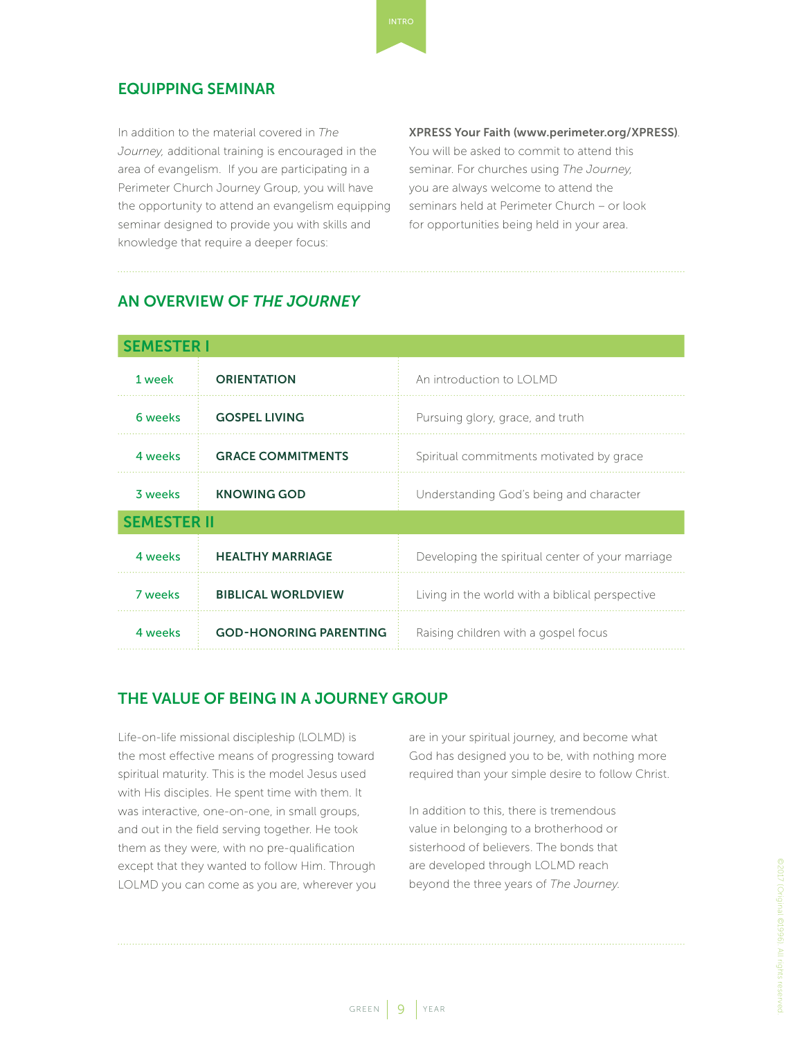## EQUIPPING SEMINAR

In addition to the material covered in *The Journey,* additional training is encouraged in the area of evangelism. If you are participating in a Perimeter Church Journey Group, you will have the opportunity to attend an evangelism equipping seminar designed to provide you with skills and knowledge that require a deeper focus: **XPRESS Your Faith (www.perimeter.org/XPRESS)**. You will be asked to commit to attend this seminar. For churches using *The Journey,* you are always welcome to attend the seminars held at Perimeter Church – or look for opportunities being held in your area.

## AN OVERVIEW OF *THE JOURNEY*

| | | |
|---|---|---|
| **SEMESTER I** | | |
| 1 week | **ORIENTATION** | An introduction to LOLMD |
| 6 weeks | **GOSPEL LIVING** | Pursuing glory, grace, and truth |
| 4 weeks | **GRACE COMMITMENTS** | Spiritual commitments motivated by grace |
| 3 weeks | **KNOWING GOD** | Understanding God's being and character |
| **SEMESTER II** | | |
| 4 weeks | **HEALTHY MARRIAGE** | Developing the spiritual center of your marriage |
| 7 weeks | **BIBLICAL WORLDVIEW** | Living in the world with a biblical perspective |
| 4 weeks | **GOD-HONORING PARENTING** | Raising children with a gospel focus |

## THE VALUE OF BEING IN A JOURNEY GROUP

Life-on-life missional discipleship (LOLMD) is the most effective means of progressing toward spiritual maturity. This is the model Jesus used with His disciples. He spent time with them. It was interactive, one-on-one, in small groups, and out in the field serving together. He took them as they were, with no pre-qualification except that they wanted to follow Him. Through LOLMD you can come as you are, wherever you are in your spiritual journey, and become what God has designed you to be, with nothing more required than your simple desire to follow Christ.

In addition to this, there is tremendous value in belonging to a brotherhood or sisterhood of believers. The bonds that are developed through LOLMD reach beyond the three years of *The Journey.*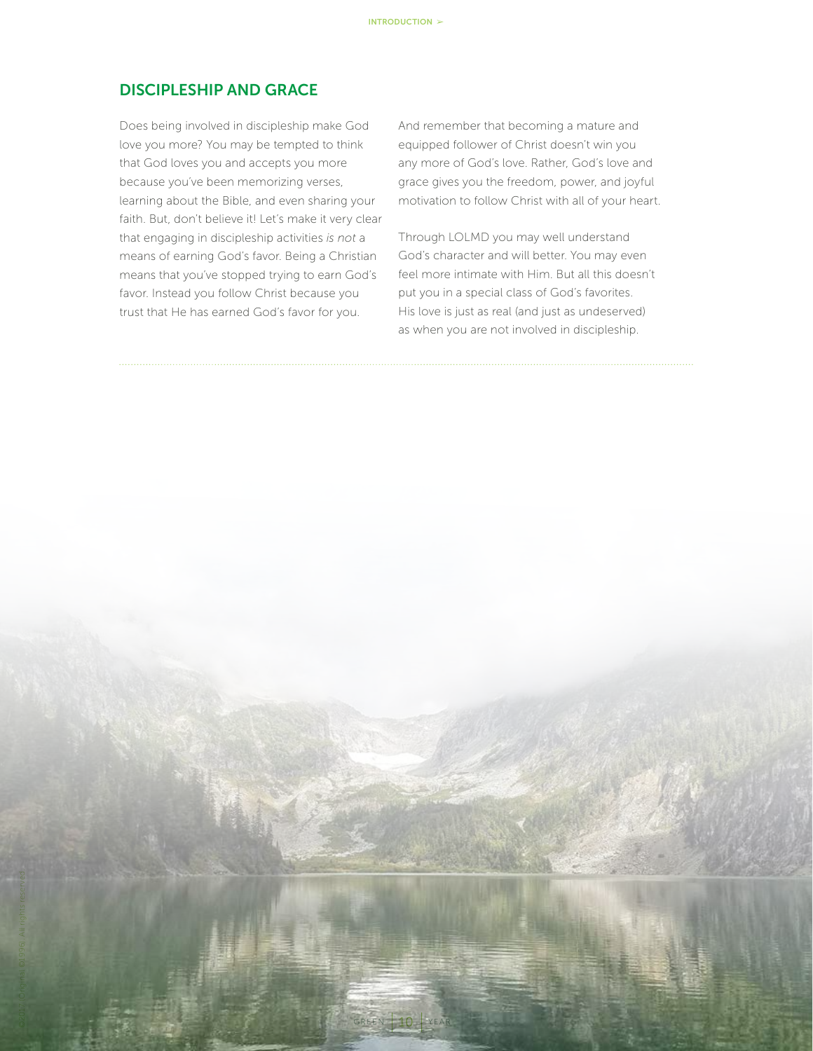## DISCIPLESHIP AND GRACE

Does being involved in discipleship make God love you more? You may be tempted to think that God loves you and accepts you more because you've been memorizing verses, learning about the Bible, and even sharing your faith. But, don't believe it! Let's make it very clear that engaging in discipleship activities *is not* a means of earning God's favor. Being a Christian means that you've stopped trying to earn God's favor. Instead you follow Christ because you trust that He has earned God's favor for you.

And remember that becoming a mature and equipped follower of Christ doesn't win you any more of God's love. Rather, God's love and grace gives you the freedom, power, and joyful motivation to follow Christ with all of your heart.

Through LOLMD you may well understand God's character and will better. You may even feel more intimate with Him. But all this doesn't put you in a special class of God's favorites. His love is just as real (and just as undeserved) as when you are not involved in discipleship.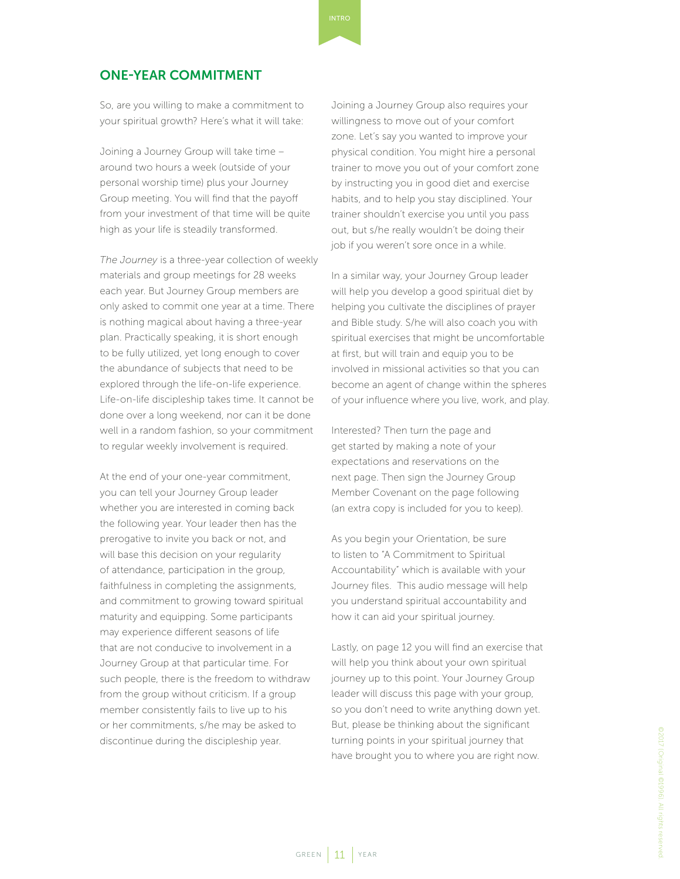## ONE-YEAR COMMITMENT

So, are you willing to make a commitment to your spiritual growth? Here's what it will take:

Joining a Journey Group will take time – around two hours a week (outside of your personal worship time) plus your Journey Group meeting. You will find that the payoff from your investment of that time will be quite high as your life is steadily transformed.

*The Journey* is a three-year collection of weekly materials and group meetings for 28 weeks each year. But Journey Group members are only asked to commit one year at a time. There is nothing magical about having a three-year plan. Practically speaking, it is short enough to be fully utilized, yet long enough to cover the abundance of subjects that need to be explored through the life-on-life experience. Life-on-life discipleship takes time. It cannot be done over a long weekend, nor can it be done well in a random fashion, so your commitment to regular weekly involvement is required.

At the end of your one-year commitment, you can tell your Journey Group leader whether you are interested in coming back the following year. Your leader then has the prerogative to invite you back or not, and will base this decision on your regularity of attendance, participation in the group, faithfulness in completing the assignments, and commitment to growing toward spiritual maturity and equipping. Some participants may experience different seasons of life that are not conducive to involvement in a Journey Group at that particular time. For such people, there is the freedom to withdraw from the group without criticism. If a group member consistently fails to live up to his or her commitments, s/he may be asked to discontinue during the discipleship year.

Joining a Journey Group also requires your willingness to move out of your comfort zone. Let's say you wanted to improve your physical condition. You might hire a personal trainer to move you out of your comfort zone by instructing you in good diet and exercise habits, and to help you stay disciplined. Your trainer shouldn't exercise you until you pass out, but s/he really wouldn't be doing their job if you weren't sore once in a while.

In a similar way, your Journey Group leader will help you develop a good spiritual diet by helping you cultivate the disciplines of prayer and Bible study. S/he will also coach you with spiritual exercises that might be uncomfortable at first, but will train and equip you to be involved in missional activities so that you can become an agent of change within the spheres of your influence where you live, work, and play.

Interested? Then turn the page and get started by making a note of your expectations and reservations on the next page. Then sign the Journey Group Member Covenant on the page following (an extra copy is included for you to keep).

As you begin your Orientation, be sure to listen to "A Commitment to Spiritual Accountability" which is available with your Journey files. This audio message will help you understand spiritual accountability and how it can aid your spiritual journey.

Lastly, on page 12 you will find an exercise that will help you think about your own spiritual journey up to this point. Your Journey Group leader will discuss this page with your group, so you don't need to write anything down yet. But, please be thinking about the significant turning points in your spiritual journey that have brought you to where you are right now.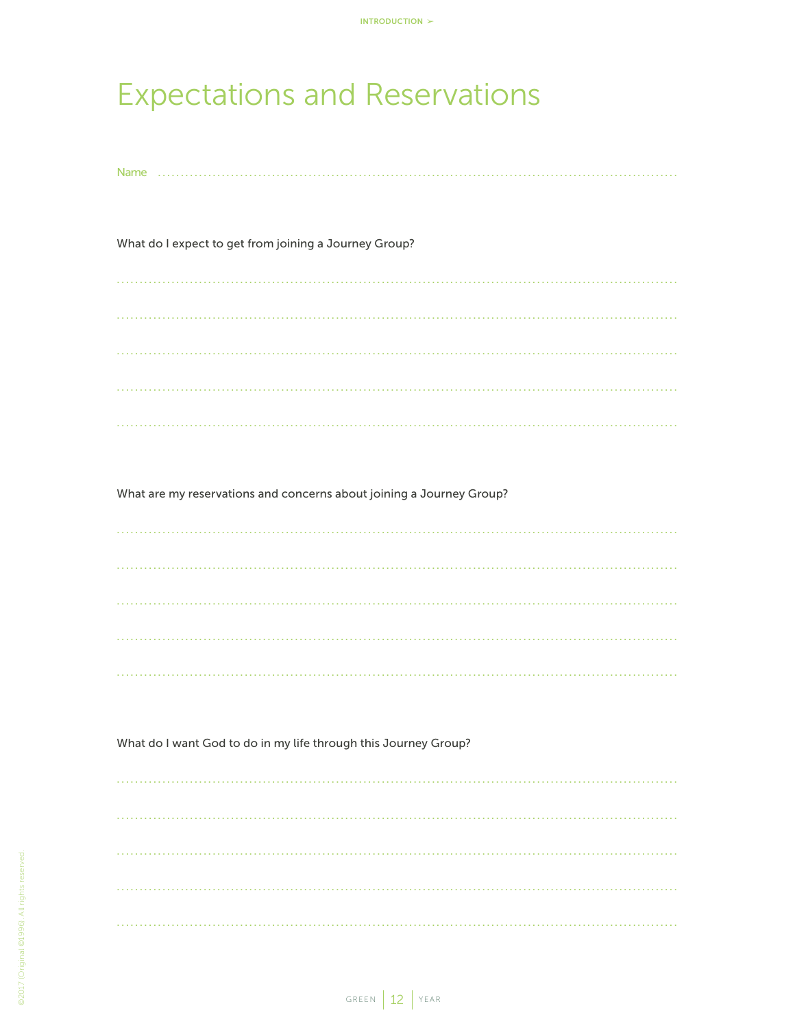# Expectations and Reservations

Name ..........................................................................................................

What do I expect to get from joining a Journey Group?

..........................................................................................................

..........................................................................................................

..........................................................................................................

..........................................................................................................

..........................................................................................................

What are my reservations and concerns about joining a Journey Group?

..........................................................................................................

..........................................................................................................

..........................................................................................................

..........................................................................................................

..........................................................................................................

What do I want God to do in my life through this Journey Group?

..........................................................................................................

..........................................................................................................

..........................................................................................................

..........................................................................................................

..........................................................................................................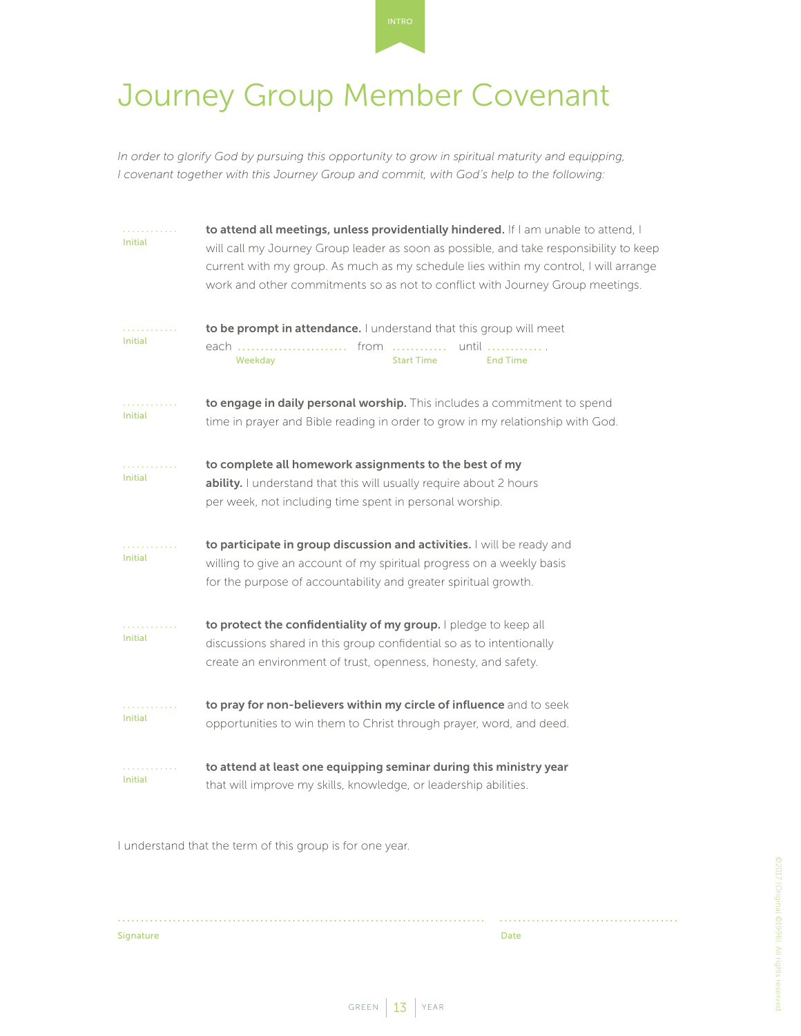# Journey Group Member Covenant

*In order to glorify God by pursuing this opportunity to grow in spiritual maturity and equipping, I covenant together with this Journey Group and commit, with God's help to the following:*

............ Initial — **to attend all meetings, unless providentially hindered.** If I am unable to attend, I will call my Journey Group leader as soon as possible, and take responsibility to keep current with my group. As much as my schedule lies within my control, I will arrange work and other commitments so as not to conflict with Journey Group meetings.

............ Initial — **to be prompt in attendance.** I understand that this group will meet each ........................ (Weekday) from ............ (Start Time) until ............ (End Time).

............ Initial — **to engage in daily personal worship.** This includes a commitment to spend time in prayer and Bible reading in order to grow in my relationship with God.

............ Initial — **to complete all homework assignments to the best of my ability.** I understand that this will usually require about 2 hours per week, not including time spent in personal worship.

............ Initial — **to participate in group discussion and activities.** I will be ready and willing to give an account of my spiritual progress on a weekly basis for the purpose of accountability and greater spiritual growth.

............ Initial — **to protect the confidentiality of my group.** I pledge to keep all discussions shared in this group confidential so as to intentionally create an environment of trust, openness, honesty, and safety.

............ Initial — **to pray for non-believers within my circle of influence** and to seek opportunities to win them to Christ through prayer, word, and deed.

............ Initial — **to attend at least one equipping seminar during this ministry year** that will improve my skills, knowledge, or leadership abilities.

I understand that the term of this group is for one year.

............................................................ Signature

...................................... Date

©2017 (Original ©1996) All rights reserved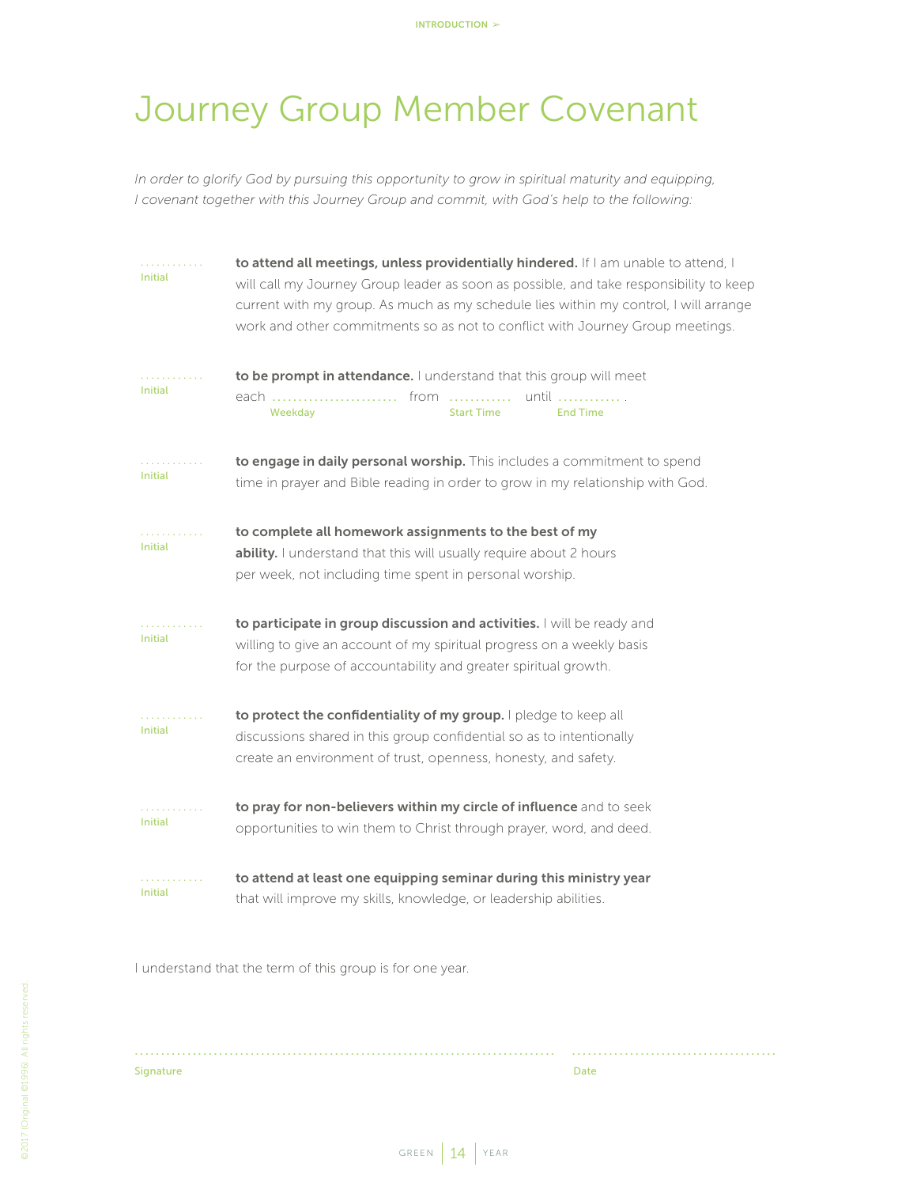# Journey Group Member Covenant

*In order to glorify God by pursuing this opportunity to grow in spiritual maturity and equipping, I covenant together with this Journey Group and commit, with God's help to the following:*

............ Initial — **to attend all meetings, unless providentially hindered.** If I am unable to attend, I will call my Journey Group leader as soon as possible, and take responsibility to keep current with my group. As much as my schedule lies within my control, I will arrange work and other commitments so as not to conflict with Journey Group meetings.

............ Initial — **to be prompt in attendance.** I understand that this group will meet each ........................ (Weekday) from ............ (Start Time) until ............ (End Time).

............ Initial — **to engage in daily personal worship.** This includes a commitment to spend time in prayer and Bible reading in order to grow in my relationship with God.

............ Initial — **to complete all homework assignments to the best of my ability.** I understand that this will usually require about 2 hours per week, not including time spent in personal worship.

............ Initial — **to participate in group discussion and activities.** I will be ready and willing to give an account of my spiritual progress on a weekly basis for the purpose of accountability and greater spiritual growth.

............ Initial — **to protect the confidentiality of my group.** I pledge to keep all discussions shared in this group confidential so as to intentionally create an environment of trust, openness, honesty, and safety.

............ Initial — **to pray for non-believers within my circle of influence** and to seek opportunities to win them to Christ through prayer, word, and deed.

............ Initial — **to attend at least one equipping seminar during this ministry year** that will improve my skills, knowledge, or leadership abilities.

I understand that the term of this group is for one year.

............................................................................ Signature

...................................... Date

© 2017 (Original ©1996). All rights reserved.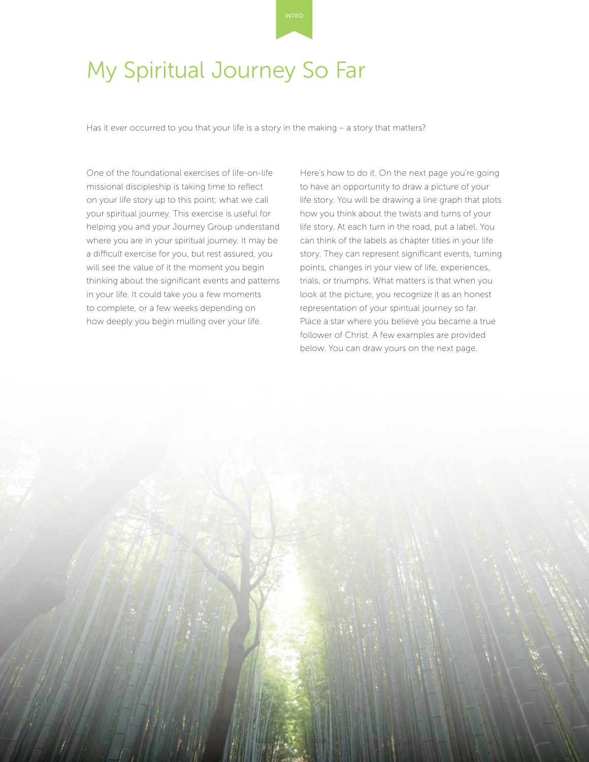# My Spiritual Journey So Far

Has it ever occurred to you that your life is a story in the making – a story that matters?

One of the foundational exercises of life-on-life missional discipleship is taking time to reflect on your life story up to this point; what we call your spiritual journey. This exercise is useful for helping you and your Journey Group understand where you are in your spiritual journey. It may be a difficult exercise for you, but rest assured, you will see the value of it the moment you begin thinking about the significant events and patterns in your life. It could take you a few moments to complete, or a few weeks depending on how deeply you begin mulling over your life.

Here's how to do it. On the next page you're going to have an opportunity to draw a picture of your life story. You will be drawing a line graph that plots how you think about the twists and turns of your life story. At each turn in the road, put a label. You can think of the labels as chapter titles in your life story. They can represent significant events, turning points, changes in your view of life, experiences, trials, or triumphs. What matters is that when you look at the picture, you recognize it as an honest representation of your spiritual journey so far. Place a star where you believe you became a true follower of Christ. A few examples are provided below. You can draw yours on the next page.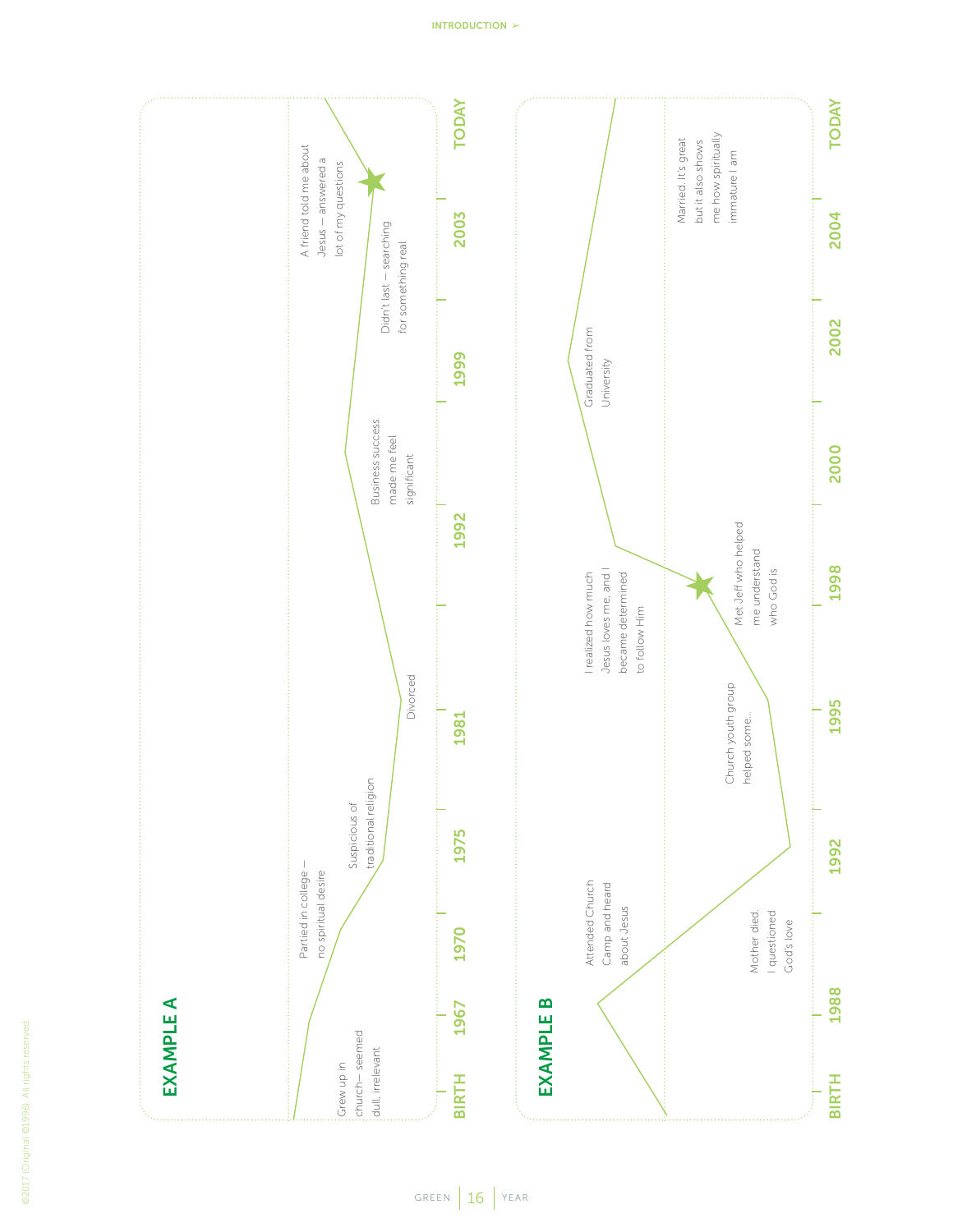## EXAMPLE A

BIRTH
1967
1970
1975
1981
1992
1999
2003
TODAY

Grew up in church— seemed dull, irrelevant

Partied in college — no spiritual desire

Suspicious of traditional religion

Divorced

Business success made me feel significant

Didn't last — searching for something real

A friend told me about Jesus — answered a lot of my questions

## EXAMPLE B

BIRTH
1988
1992
1995
1998
2000
2002
2004
TODAY

Attended Church Camp and heard about Jesus

Mother died. I questioned God's love

Church youth group helped some...

Met Jeff who helped me understand who God is

I realized how much Jesus loves me, and I became determined to follow Him

Graduated from University

Married. It's great but it also shows me how spiritually immature I am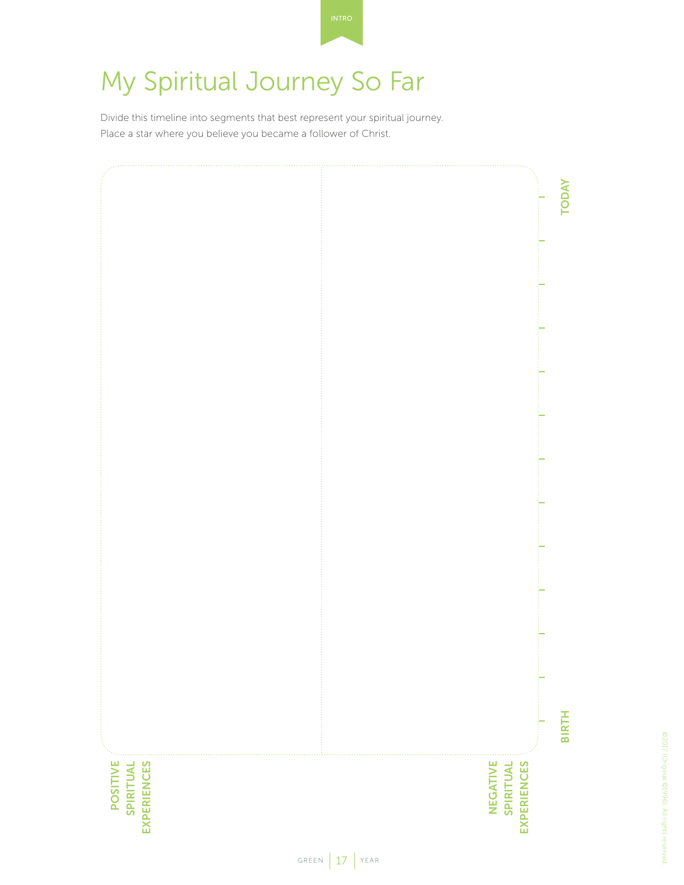INTRO

# My Spiritual Journey So Far

Divide this timeline into segments that best represent your spiritual journey.
Place a star where you believe you became a follower of Christ.

TODAY

BIRTH

POSITIVE SPIRITUAL EXPERIENCES

NEGATIVE SPIRITUAL EXPERIENCES

©2017 (Original ©1996). All rights reserved.